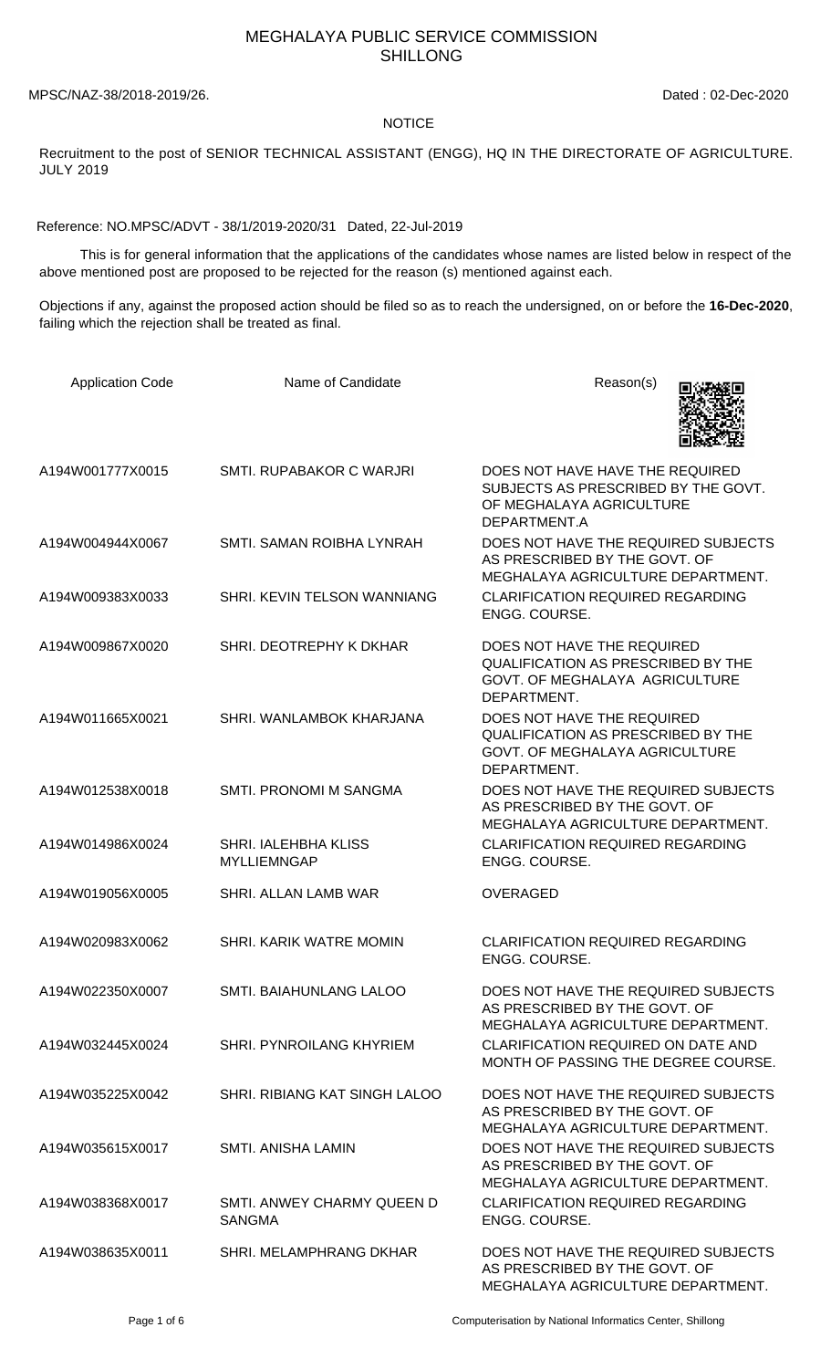# MEGHALAYA PUBLIC SERVICE COMMISSION
## SHILLONG

MPSC/NAZ-38/2018-2019/26. Dated : 02-Dec-2020

**NOTICE**

Recruitment to the post of SENIOR TECHNICAL ASSISTANT (ENGG), HQ IN THE DIRECTORATE OF AGRICULTURE. JULY 2019

Reference: NO.MPSC/ADVT - 38/1/2019-2020/31 Dated, 22-Jul-2019

This is for general information that the applications of the candidates whose names are listed below in respect of the above mentioned post are proposed to be rejected for the reason (s) mentioned against each.

Objections if any, against the proposed action should be filed so as to reach the undersigned, on or before the **16-Dec-2020**, failing which the rejection shall be treated as final.

| Application Code | Name of Candidate | Reason(s) |
|---|---|---|
| A194W001777X0015 | SMTI. RUPABAKOR C WARJRI | DOES NOT HAVE HAVE THE REQUIRED SUBJECTS AS PRESCRIBED BY THE GOVT. OF MEGHALAYA AGRICULTURE DEPARTMENT.A |
| A194W004944X0067 | SMTI. SAMAN ROIBHA LYNRAH | DOES NOT HAVE THE REQUIRED SUBJECTS AS PRESCRIBED BY THE GOVT. OF MEGHALAYA AGRICULTURE DEPARTMENT. |
| A194W009383X0033 | SHRI. KEVIN TELSON WANNIANG | CLARIFICATION REQUIRED REGARDING ENGG. COURSE. |
| A194W009867X0020 | SHRI. DEOTREPHY K DKHAR | DOES NOT HAVE THE REQUIRED QUALIFICATION AS PRESCRIBED BY THE GOVT. OF MEGHALAYA AGRICULTURE DEPARTMENT. |
| A194W011665X0021 | SHRI. WANLAMBOK KHARJANA | DOES NOT HAVE THE REQUIRED QUALIFICATION AS PRESCRIBED BY THE GOVT. OF MEGHALAYA AGRICULTURE DEPARTMENT. |
| A194W012538X0018 | SMTI. PRONOMI M SANGMA | DOES NOT HAVE THE REQUIRED SUBJECTS AS PRESCRIBED BY THE GOVT. OF MEGHALAYA AGRICULTURE DEPARTMENT. |
| A194W014986X0024 | SHRI. IALEHBHA KLISS MYLLIEMNGAP | CLARIFICATION REQUIRED REGARDING ENGG. COURSE. |
| A194W019056X0005 | SHRI. ALLAN LAMB WAR | OVERAGED |
| A194W020983X0062 | SHRI. KARIK WATRE MOMIN | CLARIFICATION REQUIRED REGARDING ENGG. COURSE. |
| A194W022350X0007 | SMTI. BAIAHUNLANG LALOO | DOES NOT HAVE THE REQUIRED SUBJECTS AS PRESCRIBED BY THE GOVT. OF MEGHALAYA AGRICULTURE DEPARTMENT. |
| A194W032445X0024 | SHRI. PYNROILANG KHYRIEM | CLARIFICATION REQUIRED ON DATE AND MONTH OF PASSING THE DEGREE COURSE. |
| A194W035225X0042 | SHRI. RIBIANG KAT SINGH LALOO | DOES NOT HAVE THE REQUIRED SUBJECTS AS PRESCRIBED BY THE GOVT. OF MEGHALAYA AGRICULTURE DEPARTMENT. |
| A194W035615X0017 | SMTI. ANISHA LAMIN | DOES NOT HAVE THE REQUIRED SUBJECTS AS PRESCRIBED BY THE GOVT. OF MEGHALAYA AGRICULTURE DEPARTMENT. |
| A194W038368X0017 | SMTI. ANWEY CHARMY QUEEN D SANGMA | CLARIFICATION REQUIRED REGARDING ENGG. COURSE. |
| A194W038635X0011 | SHRI. MELAMPHRANG DKHAR | DOES NOT HAVE THE REQUIRED SUBJECTS AS PRESCRIBED BY THE GOVT. OF MEGHALAYA AGRICULTURE DEPARTMENT. |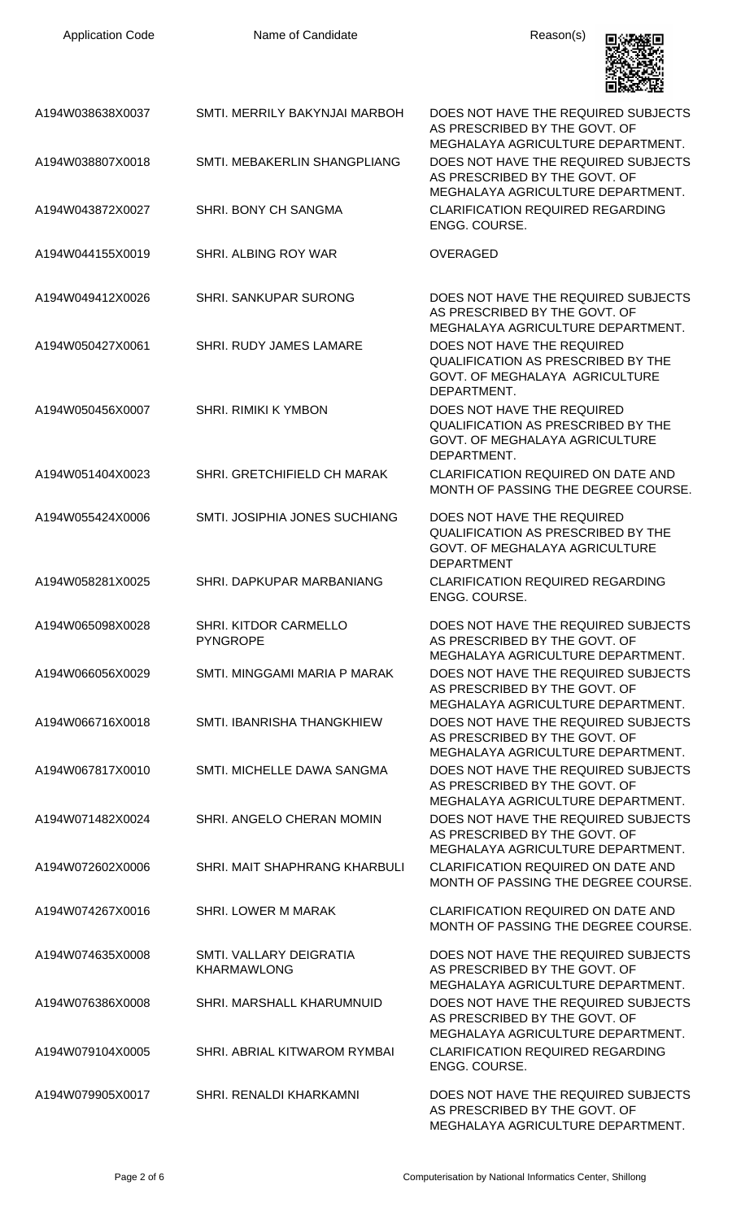| Application Code | Name of Candidate | Reason(s) |
|---|---|---|
| A194W038638X0037 | SMTI. MERRILY BAKYNJAI MARBOH | DOES NOT HAVE THE REQUIRED SUBJECTS AS PRESCRIBED BY THE GOVT. OF MEGHALAYA AGRICULTURE DEPARTMENT. |
| A194W038807X0018 | SMTI. MEBAKERLIN SHANGPLIANG | DOES NOT HAVE THE REQUIRED SUBJECTS AS PRESCRIBED BY THE GOVT. OF MEGHALAYA AGRICULTURE DEPARTMENT. |
| A194W043872X0027 | SHRI. BONY CH SANGMA | CLARIFICATION REQUIRED REGARDING ENGG. COURSE. |
| A194W044155X0019 | SHRI. ALBING ROY WAR | OVERAGED |
| A194W049412X0026 | SHRI. SANKUPAR SURONG | DOES NOT HAVE THE REQUIRED SUBJECTS AS PRESCRIBED BY THE GOVT. OF MEGHALAYA AGRICULTURE DEPARTMENT. |
| A194W050427X0061 | SHRI. RUDY JAMES LAMARE | DOES NOT HAVE THE REQUIRED QUALIFICATION AS PRESCRIBED BY THE GOVT. OF MEGHALAYA AGRICULTURE DEPARTMENT. |
| A194W050456X0007 | SHRI. RIMIKI K YMBON | DOES NOT HAVE THE REQUIRED QUALIFICATION AS PRESCRIBED BY THE GOVT. OF MEGHALAYA AGRICULTURE DEPARTMENT. |
| A194W051404X0023 | SHRI. GRETCHIFIELD CH MARAK | CLARIFICATION REQUIRED ON DATE AND MONTH OF PASSING THE DEGREE COURSE. |
| A194W055424X0006 | SMTI. JOSIPHIA JONES SUCHIANG | DOES NOT HAVE THE REQUIRED QUALIFICATION AS PRESCRIBED BY THE GOVT. OF MEGHALAYA AGRICULTURE DEPARTMENT |
| A194W058281X0025 | SHRI. DAPKUPAR MARBANIANG | CLARIFICATION REQUIRED REGARDING ENGG. COURSE. |
| A194W065098X0028 | SHRI. KITDOR CARMELLO PYNGROPE | DOES NOT HAVE THE REQUIRED SUBJECTS AS PRESCRIBED BY THE GOVT. OF MEGHALAYA AGRICULTURE DEPARTMENT. |
| A194W066056X0029 | SMTI. MINGGAMI MARIA P MARAK | DOES NOT HAVE THE REQUIRED SUBJECTS AS PRESCRIBED BY THE GOVT. OF MEGHALAYA AGRICULTURE DEPARTMENT. |
| A194W066716X0018 | SMTI. IBANRISHA THANGKHIEW | DOES NOT HAVE THE REQUIRED SUBJECTS AS PRESCRIBED BY THE GOVT. OF MEGHALAYA AGRICULTURE DEPARTMENT. |
| A194W067817X0010 | SMTI. MICHELLE DAWA SANGMA | DOES NOT HAVE THE REQUIRED SUBJECTS AS PRESCRIBED BY THE GOVT. OF MEGHALAYA AGRICULTURE DEPARTMENT. |
| A194W071482X0024 | SHRI. ANGELO CHERAN MOMIN | DOES NOT HAVE THE REQUIRED SUBJECTS AS PRESCRIBED BY THE GOVT. OF MEGHALAYA AGRICULTURE DEPARTMENT. |
| A194W072602X0006 | SHRI. MAIT SHAPHRANG KHARBULI | CLARIFICATION REQUIRED ON DATE AND MONTH OF PASSING THE DEGREE COURSE. |
| A194W074267X0016 | SHRI. LOWER M MARAK | CLARIFICATION REQUIRED ON DATE AND MONTH OF PASSING THE DEGREE COURSE. |
| A194W074635X0008 | SMTI. VALLARY DEIGRATIA KHARMAWLONG | DOES NOT HAVE THE REQUIRED SUBJECTS AS PRESCRIBED BY THE GOVT. OF MEGHALAYA AGRICULTURE DEPARTMENT. |
| A194W076386X0008 | SHRI. MARSHALL KHARUMNUID | DOES NOT HAVE THE REQUIRED SUBJECTS AS PRESCRIBED BY THE GOVT. OF MEGHALAYA AGRICULTURE DEPARTMENT. |
| A194W079104X0005 | SHRI. ABRIAL KITWAROM RYMBAI | CLARIFICATION REQUIRED REGARDING ENGG. COURSE. |
| A194W079905X0017 | SHRI. RENALDI KHARKAMNI | DOES NOT HAVE THE REQUIRED SUBJECTS AS PRESCRIBED BY THE GOVT. OF MEGHALAYA AGRICULTURE DEPARTMENT. |

Computerisation by National Informatics Center, Shillong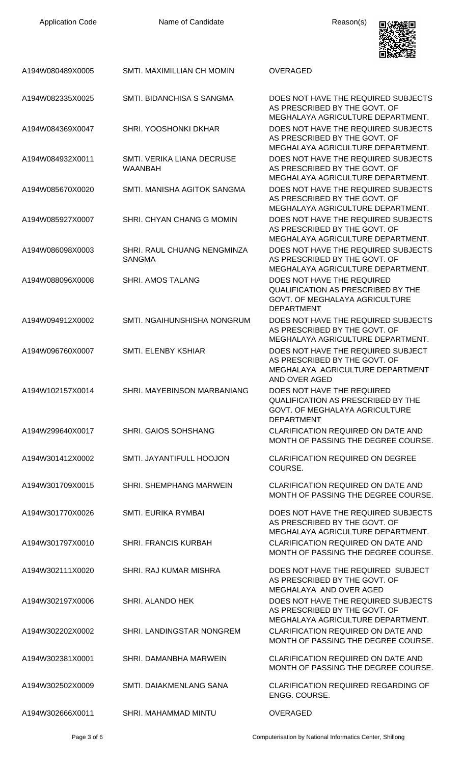| Application Code | Name of Candidate | Reason(s) |
|---|---|---|
| A194W080489X0005 | SMTI. MAXIMILLIAN CH MOMIN | OVERAGED |
| A194W082335X0025 | SMTI. BIDANCHISA S SANGMA | DOES NOT HAVE THE REQUIRED SUBJECTS AS PRESCRIBED BY THE GOVT. OF MEGHALAYA AGRICULTURE DEPARTMENT. |
| A194W084369X0047 | SHRI. YOOSHONKI DKHAR | DOES NOT HAVE THE REQUIRED SUBJECTS AS PRESCRIBED BY THE GOVT. OF MEGHALAYA AGRICULTURE DEPARTMENT. |
| A194W084932X0011 | SMTI. VERIKA LIANA DECRUSE WAANBAH | DOES NOT HAVE THE REQUIRED SUBJECTS AS PRESCRIBED BY THE GOVT. OF MEGHALAYA AGRICULTURE DEPARTMENT. |
| A194W085670X0020 | SMTI. MANISHA AGITOK SANGMA | DOES NOT HAVE THE REQUIRED SUBJECTS AS PRESCRIBED BY THE GOVT. OF MEGHALAYA AGRICULTURE DEPARTMENT. |
| A194W085927X0007 | SHRI. CHYAN CHANG G MOMIN | DOES NOT HAVE THE REQUIRED SUBJECTS AS PRESCRIBED BY THE GOVT. OF MEGHALAYA AGRICULTURE DEPARTMENT. |
| A194W086098X0003 | SHRI. RAUL CHUANG NENGMINZA SANGMA | DOES NOT HAVE THE REQUIRED SUBJECTS AS PRESCRIBED BY THE GOVT. OF MEGHALAYA AGRICULTURE DEPARTMENT. |
| A194W088096X0008 | SHRI. AMOS TALANG | DOES NOT HAVE THE REQUIRED QUALIFICATION AS PRESCRIBED BY THE GOVT. OF MEGHALAYA AGRICULTURE DEPARTMENT |
| A194W094912X0002 | SMTI. NGAIHUNSHISHA NONGRUM | DOES NOT HAVE THE REQUIRED SUBJECTS AS PRESCRIBED BY THE GOVT. OF MEGHALAYA AGRICULTURE DEPARTMENT. |
| A194W096760X0007 | SMTI. ELENBY KSHIAR | DOES NOT HAVE THE REQUIRED SUBJECT AS PRESCRIBED BY THE GOVT. OF MEGHALAYA AGRICULTURE DEPARTMENT AND OVER AGED |
| A194W102157X0014 | SHRI. MAYEBINSON MARBANIANG | DOES NOT HAVE THE REQUIRED QUALIFICATION AS PRESCRIBED BY THE GOVT. OF MEGHALAYA AGRICULTURE DEPARTMENT |
| A194W299640X0017 | SHRI. GAIOS SOHSHANG | CLARIFICATION REQUIRED ON DATE AND MONTH OF PASSING THE DEGREE COURSE. |
| A194W301412X0002 | SMTI. JAYANTIFULL HOOJON | CLARIFICATION REQUIRED ON DEGREE COURSE. |
| A194W301709X0015 | SHRI. SHEMPHANG MARWEIN | CLARIFICATION REQUIRED ON DATE AND MONTH OF PASSING THE DEGREE COURSE. |
| A194W301770X0026 | SMTI. EURIKA RYMBAI | DOES NOT HAVE THE REQUIRED SUBJECTS AS PRESCRIBED BY THE GOVT. OF MEGHALAYA AGRICULTURE DEPARTMENT. |
| A194W301797X0010 | SHRI. FRANCIS KURBAH | CLARIFICATION REQUIRED ON DATE AND MONTH OF PASSING THE DEGREE COURSE. |
| A194W302111X0020 | SHRI. RAJ KUMAR MISHRA | DOES NOT HAVE THE REQUIRED SUBJECT AS PRESCRIBED BY THE GOVT. OF MEGHALAYA AND OVER AGED |
| A194W302197X0006 | SHRI. ALANDO HEK | DOES NOT HAVE THE REQUIRED SUBJECTS AS PRESCRIBED BY THE GOVT. OF MEGHALAYA AGRICULTURE DEPARTMENT. |
| A194W302202X0002 | SHRI. LANDINGSTAR NONGREM | CLARIFICATION REQUIRED ON DATE AND MONTH OF PASSING THE DEGREE COURSE. |
| A194W302381X0001 | SHRI. DAMANBHA MARWEIN | CLARIFICATION REQUIRED ON DATE AND MONTH OF PASSING THE DEGREE COURSE. |
| A194W302502X0009 | SMTI. DAIAKMENLANG SANA | CLARIFICATION REQUIRED REGARDING OF ENGG. COURSE. |
| A194W302666X0011 | SHRI. MAHAMMAD MINTU | OVERAGED |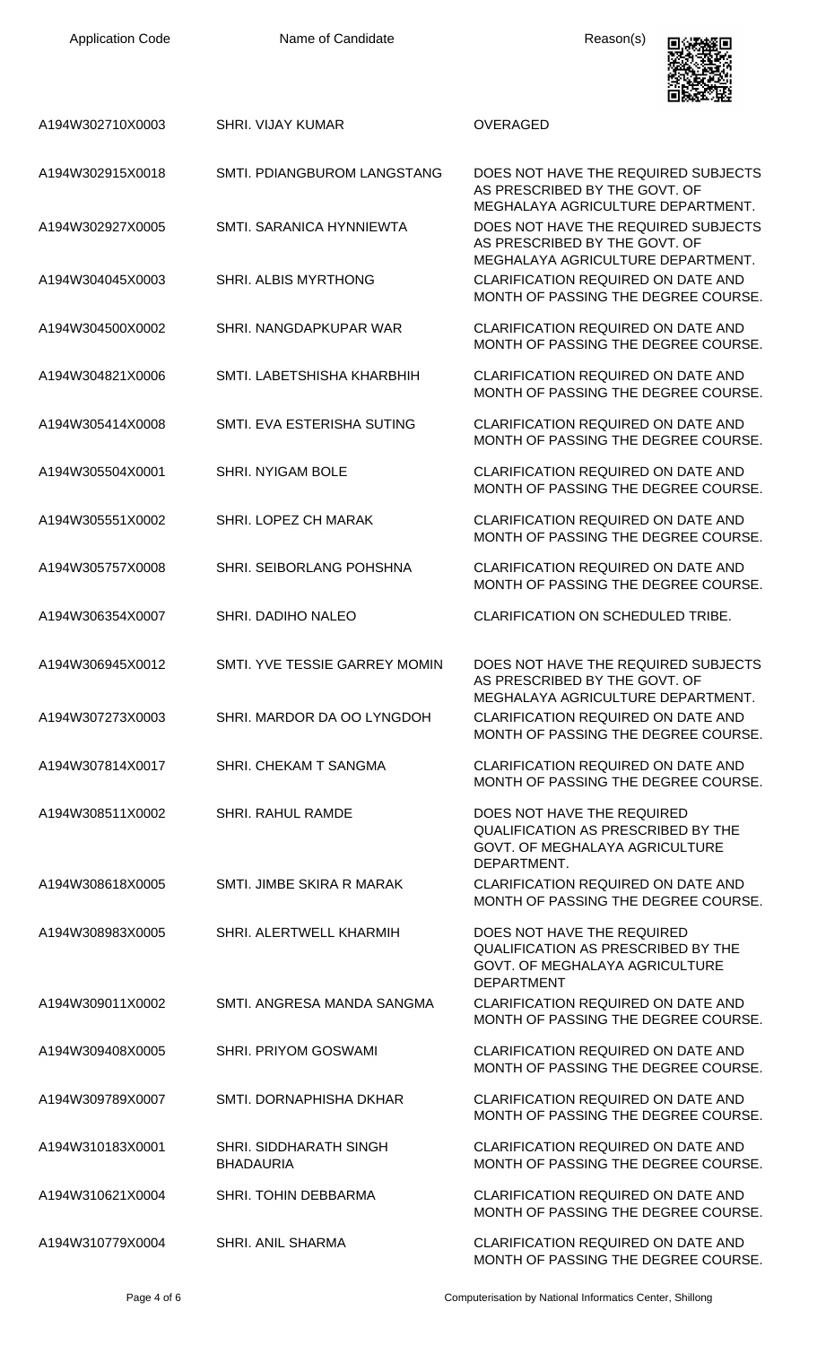| Application Code | Name of Candidate | Reason(s) |
| --- | --- | --- |
| A194W302710X0003 | SHRI. VIJAY KUMAR | OVERAGED |
| A194W302915X0018 | SMTI. PDIANGBUROM LANGSTANG | DOES NOT HAVE THE REQUIRED SUBJECTS AS PRESCRIBED BY THE GOVT. OF MEGHALAYA AGRICULTURE DEPARTMENT. |
| A194W302927X0005 | SMTI. SARANICA HYNNIEWTA | DOES NOT HAVE THE REQUIRED SUBJECTS AS PRESCRIBED BY THE GOVT. OF MEGHALAYA AGRICULTURE DEPARTMENT. |
| A194W304045X0003 | SHRI. ALBIS MYRTHONG | CLARIFICATION REQUIRED ON DATE AND MONTH OF PASSING THE DEGREE COURSE. |
| A194W304500X0002 | SHRI. NANGDAPKUPAR WAR | CLARIFICATION REQUIRED ON DATE AND MONTH OF PASSING THE DEGREE COURSE. |
| A194W304821X0006 | SMTI. LABETSHISHA KHARBHIH | CLARIFICATION REQUIRED ON DATE AND MONTH OF PASSING THE DEGREE COURSE. |
| A194W305414X0008 | SMTI. EVA ESTERISHA SUTING | CLARIFICATION REQUIRED ON DATE AND MONTH OF PASSING THE DEGREE COURSE. |
| A194W305504X0001 | SHRI. NYIGAM BOLE | CLARIFICATION REQUIRED ON DATE AND MONTH OF PASSING THE DEGREE COURSE. |
| A194W305551X0002 | SHRI. LOPEZ CH MARAK | CLARIFICATION REQUIRED ON DATE AND MONTH OF PASSING THE DEGREE COURSE. |
| A194W305757X0008 | SHRI. SEIBORLANG POHSHNA | CLARIFICATION REQUIRED ON DATE AND MONTH OF PASSING THE DEGREE COURSE. |
| A194W306354X0007 | SHRI. DADIHO NALEO | CLARIFICATION ON SCHEDULED TRIBE. |
| A194W306945X0012 | SMTI. YVE TESSIE GARREY MOMIN | DOES NOT HAVE THE REQUIRED SUBJECTS AS PRESCRIBED BY THE GOVT. OF MEGHALAYA AGRICULTURE DEPARTMENT. |
| A194W307273X0003 | SHRI. MARDOR DA OO LYNGDOH | CLARIFICATION REQUIRED ON DATE AND MONTH OF PASSING THE DEGREE COURSE. |
| A194W307814X0017 | SHRI. CHEKAM T SANGMA | CLARIFICATION REQUIRED ON DATE AND MONTH OF PASSING THE DEGREE COURSE. |
| A194W308511X0002 | SHRI. RAHUL RAMDE | DOES NOT HAVE THE REQUIRED QUALIFICATION AS PRESCRIBED BY THE GOVT. OF MEGHALAYA AGRICULTURE DEPARTMENT. |
| A194W308618X0005 | SMTI. JIMBE SKIRA R MARAK | CLARIFICATION REQUIRED ON DATE AND MONTH OF PASSING THE DEGREE COURSE. |
| A194W308983X0005 | SHRI. ALERTWELL KHARMIH | DOES NOT HAVE THE REQUIRED QUALIFICATION AS PRESCRIBED BY THE GOVT. OF MEGHALAYA AGRICULTURE DEPARTMENT |
| A194W309011X0002 | SMTI. ANGRESA MANDA SANGMA | CLARIFICATION REQUIRED ON DATE AND MONTH OF PASSING THE DEGREE COURSE. |
| A194W309408X0005 | SHRI. PRIYOM GOSWAMI | CLARIFICATION REQUIRED ON DATE AND MONTH OF PASSING THE DEGREE COURSE. |
| A194W309789X0007 | SMTI. DORNAPHISHA DKHAR | CLARIFICATION REQUIRED ON DATE AND MONTH OF PASSING THE DEGREE COURSE. |
| A194W310183X0001 | SHRI. SIDDHARATH SINGH BHADAURIA | CLARIFICATION REQUIRED ON DATE AND MONTH OF PASSING THE DEGREE COURSE. |
| A194W310621X0004 | SHRI. TOHIN DEBBARMA | CLARIFICATION REQUIRED ON DATE AND MONTH OF PASSING THE DEGREE COURSE. |
| A194W310779X0004 | SHRI. ANIL SHARMA | CLARIFICATION REQUIRED ON DATE AND MONTH OF PASSING THE DEGREE COURSE. |

Computerisation by National Informatics Center, Shillong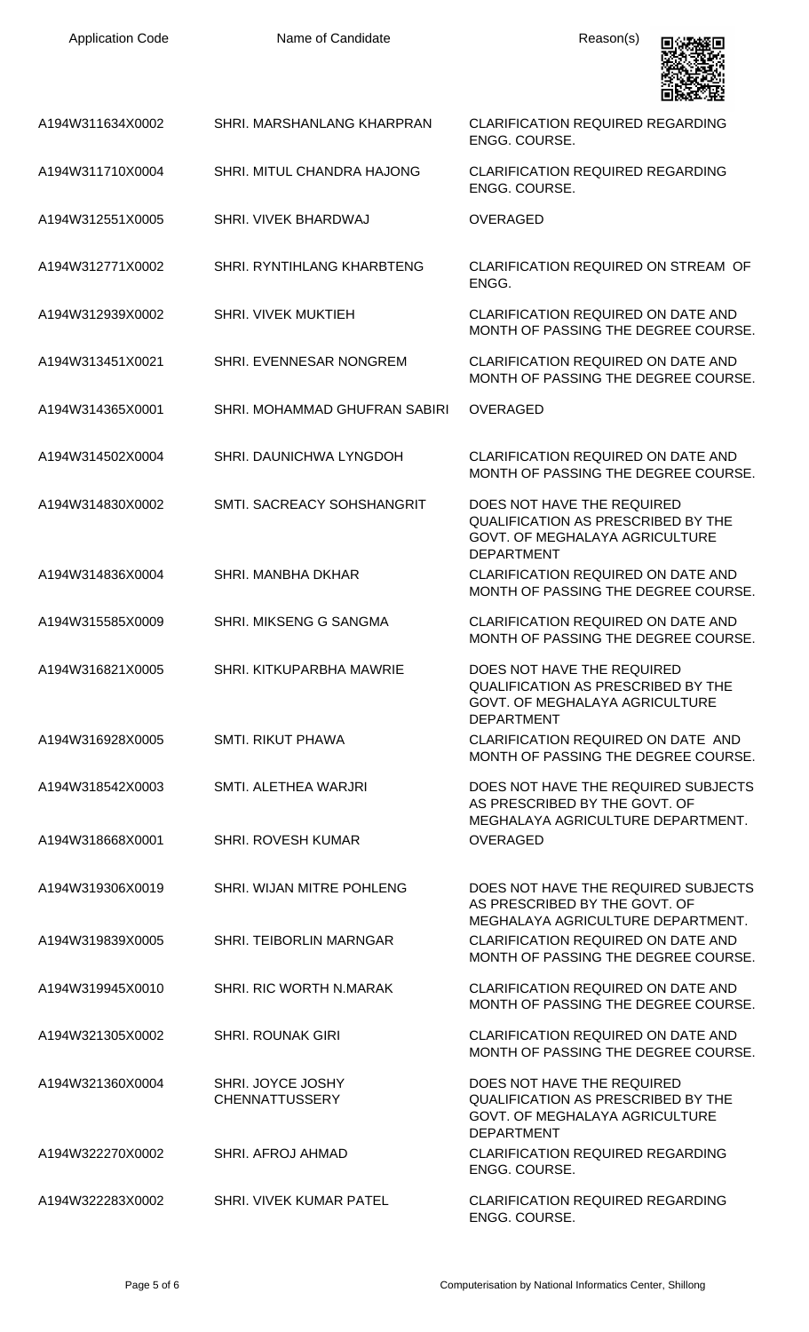| Application Code | Name of Candidate | Reason(s) |
| --- | --- | --- |
| A194W311634X0002 | SHRI. MARSHANLANG KHARPRAN | CLARIFICATION REQUIRED REGARDING ENGG. COURSE. |
| A194W311710X0004 | SHRI. MITUL CHANDRA HAJONG | CLARIFICATION REQUIRED REGARDING ENGG. COURSE. |
| A194W312551X0005 | SHRI. VIVEK BHARDWAJ | OVERAGED |
| A194W312771X0002 | SHRI. RYNTIHLANG KHARBTENG | CLARIFICATION REQUIRED ON STREAM OF ENGG. |
| A194W312939X0002 | SHRI. VIVEK MUKTIEH | CLARIFICATION REQUIRED ON DATE AND MONTH OF PASSING THE DEGREE COURSE. |
| A194W313451X0021 | SHRI. EVENNESAR NONGREM | CLARIFICATION REQUIRED ON DATE AND MONTH OF PASSING THE DEGREE COURSE. |
| A194W314365X0001 | SHRI. MOHAMMAD GHUFRAN SABIRI | OVERAGED |
| A194W314502X0004 | SHRI. DAUNICHWA LYNGDOH | CLARIFICATION REQUIRED ON DATE AND MONTH OF PASSING THE DEGREE COURSE. |
| A194W314830X0002 | SMTI. SACREACY SOHSHANGRIT | DOES NOT HAVE THE REQUIRED QUALIFICATION AS PRESCRIBED BY THE GOVT. OF MEGHALAYA AGRICULTURE DEPARTMENT |
| A194W314836X0004 | SHRI. MANBHA DKHAR | CLARIFICATION REQUIRED ON DATE AND MONTH OF PASSING THE DEGREE COURSE. |
| A194W315585X0009 | SHRI. MIKSENG G SANGMA | CLARIFICATION REQUIRED ON DATE AND MONTH OF PASSING THE DEGREE COURSE. |
| A194W316821X0005 | SHRI. KITKUPARBHA MAWRIE | DOES NOT HAVE THE REQUIRED QUALIFICATION AS PRESCRIBED BY THE GOVT. OF MEGHALAYA AGRICULTURE DEPARTMENT |
| A194W316928X0005 | SMTI. RIKUT PHAWA | CLARIFICATION REQUIRED ON DATE AND MONTH OF PASSING THE DEGREE COURSE. |
| A194W318542X0003 | SMTI. ALETHEA WARJRI | DOES NOT HAVE THE REQUIRED SUBJECTS AS PRESCRIBED BY THE GOVT. OF MEGHALAYA AGRICULTURE DEPARTMENT. |
| A194W318668X0001 | SHRI. ROVESH KUMAR | OVERAGED |
| A194W319306X0019 | SHRI. WIJAN MITRE POHLENG | DOES NOT HAVE THE REQUIRED SUBJECTS AS PRESCRIBED BY THE GOVT. OF MEGHALAYA AGRICULTURE DEPARTMENT. |
| A194W319839X0005 | SHRI. TEIBORLIN MARNGAR | CLARIFICATION REQUIRED ON DATE AND MONTH OF PASSING THE DEGREE COURSE. |
| A194W319945X0010 | SHRI. RIC WORTH N.MARAK | CLARIFICATION REQUIRED ON DATE AND MONTH OF PASSING THE DEGREE COURSE. |
| A194W321305X0002 | SHRI. ROUNAK GIRI | CLARIFICATION REQUIRED ON DATE AND MONTH OF PASSING THE DEGREE COURSE. |
| A194W321360X0004 | SHRI. JOYCE JOSHY CHENNATTUSSERY | DOES NOT HAVE THE REQUIRED QUALIFICATION AS PRESCRIBED BY THE GOVT. OF MEGHALAYA AGRICULTURE DEPARTMENT |
| A194W322270X0002 | SHRI. AFROJ AHMAD | CLARIFICATION REQUIRED REGARDING ENGG. COURSE. |
| A194W322283X0002 | SHRI. VIVEK KUMAR PATEL | CLARIFICATION REQUIRED REGARDING ENGG. COURSE. |

Computerisation by National Informatics Center, Shillong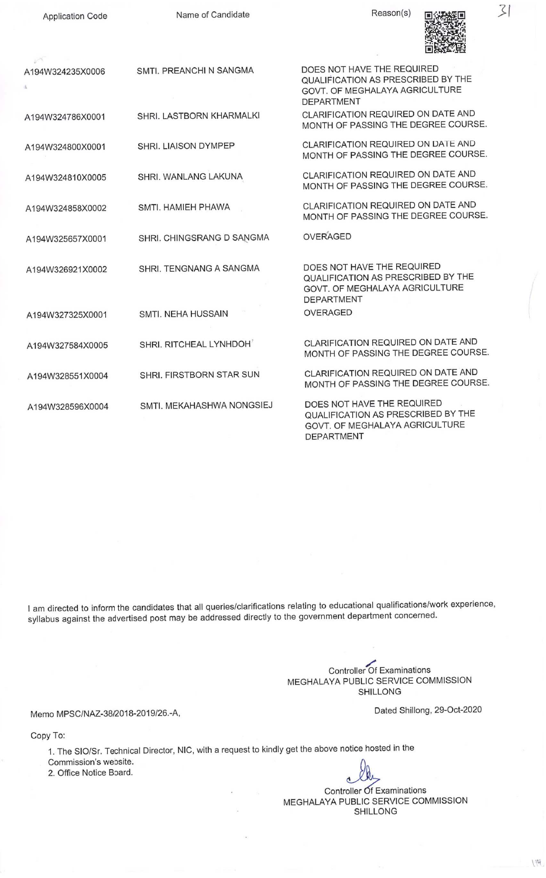| Application Code | Name of Candidate | Reason(s) |
|---|---|---|
| A194W324235X0006 | SMTI. PREANCHI N SANGMA | DOES NOT HAVE THE REQUIRED QUALIFICATION AS PRESCRIBED BY THE GOVT. OF MEGHALAYA AGRICULTURE DEPARTMENT |
| A194W324786X0001 | SHRI. LASTBORN KHARMALKI | CLARIFICATION REQUIRED ON DATE AND MONTH OF PASSING THE DEGREE COURSE. |
| A194W324800X0001 | SHRI. LIAISON DYMPEP | CLARIFICATION REQUIRED ON DATE AND MONTH OF PASSING THE DEGREE COURSE. |
| A194W324810X0005 | SHRI. WANLANG LAKUNA | CLARIFICATION REQUIRED ON DATE AND MONTH OF PASSING THE DEGREE COURSE. |
| A194W324858X0002 | SMTI. HAMIEH PHAWA | CLARIFICATION REQUIRED ON DATE AND MONTH OF PASSING THE DEGREE COURSE. |
| A194W325657X0001 | SHRI. CHINGSRANG D SANGMA | OVERAGED |
| A194W326921X0002 | SHRI. TENGNANG A SANGMA | DOES NOT HAVE THE REQUIRED QUALIFICATION AS PRESCRIBED BY THE GOVT. OF MEGHALAYA AGRICULTURE DEPARTMENT |
| A194W327325X0001 | SMTI. NEHA HUSSAIN | OVERAGED |
| A194W327584X0005 | SHRI. RITCHEAL LYNHDOH | CLARIFICATION REQUIRED ON DATE AND MONTH OF PASSING THE DEGREE COURSE. |
| A194W328551X0004 | SHRI. FIRSTBORN STAR SUN | CLARIFICATION REQUIRED ON DATE AND MONTH OF PASSING THE DEGREE COURSE. |
| A194W328596X0004 | SMTI. MEKAHASHWA NONGSIEJ | DOES NOT HAVE THE REQUIRED QUALIFICATION AS PRESCRIBED BY THE GOVT. OF MEGHALAYA AGRICULTURE DEPARTMENT |

I am directed to inform the candidates that all queries/clarifications relating to educational qualifications/work experience, syllabus against the advertised post may be addressed directly to the government department concerned.

Controller Of Examinations
MEGHALAYA PUBLIC SERVICE COMMISSION
SHILLONG

Memo MPSC/NAZ-38/2018-2019/26.-A,

Dated Shillong, 29-Oct-2020

Copy To:

1. The SIO/Sr. Technical Director, NIC, with a request to kindly get the above notice hosted in the Commission's website.
2. Office Notice Board.

Controller Of Examinations
MEGHALAYA PUBLIC SERVICE COMMISSION
SHILLONG